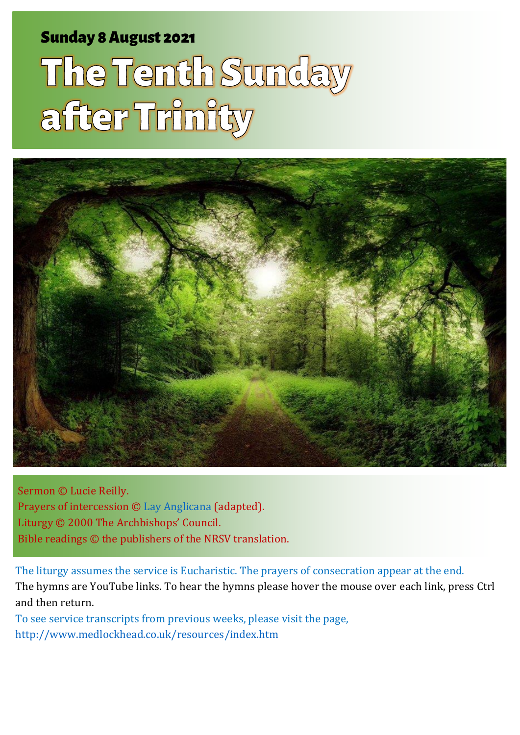**Sunday 8 August 2021**

# The Tenth Sunday after Trinity

Sermon © Lucie Reilly.
Prayers of intercession © Lay Anglicana (adapted).
Liturgy © 2000 The Archbishops' Council.
Bible readings © the publishers of the NRSV translation.

The liturgy assumes the service is Eucharistic. The prayers of consecration appear at the end.
The hymns are YouTube links. To hear the hymns please hover the mouse over each link, press Ctrl and then return.
To see service transcripts from previous weeks, please visit the page,
http://www.medlockhead.co.uk/resources/index.htm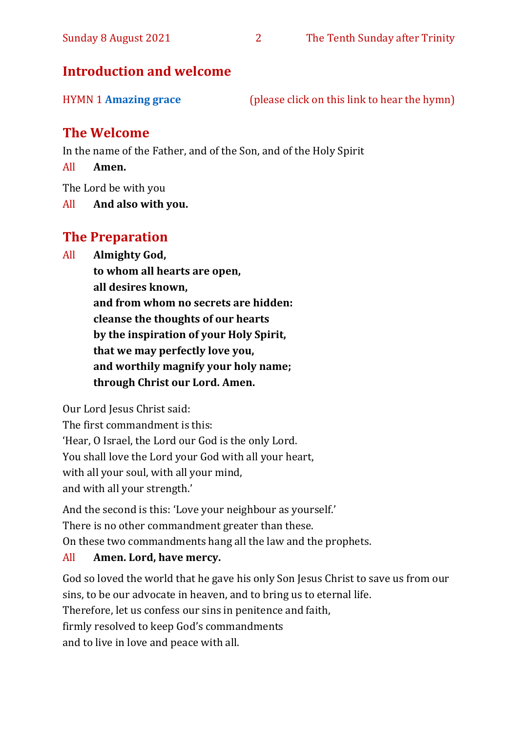## Introduction and welcome

HYMN 1 **Amazing grace** (please click on this link to hear the hymn)

## The Welcome

In the name of the Father, and of the Son, and of the Holy Spirit

All **Amen.**

The Lord be with you

All **And also with you.**

## The Preparation

All **Almighty God,**
**to whom all hearts are open,**
**all desires known,**
**and from whom no secrets are hidden:**
**cleanse the thoughts of our hearts**
**by the inspiration of your Holy Spirit,**
**that we may perfectly love you,**
**and worthily magnify your holy name;**
**through Christ our Lord. Amen.**

Our Lord Jesus Christ said:
The first commandment is this:
'Hear, O Israel, the Lord our God is the only Lord.
You shall love the Lord your God with all your heart,
with all your soul, with all your mind,
and with all your strength.'

And the second is this: 'Love your neighbour as yourself.'
There is no other commandment greater than these.
On these two commandments hang all the law and the prophets.

All **Amen. Lord, have mercy.**

God so loved the world that he gave his only Son Jesus Christ to save us from our sins, to be our advocate in heaven, and to bring us to eternal life.
Therefore, let us confess our sins in penitence and faith,
firmly resolved to keep God's commandments
and to live in love and peace with all.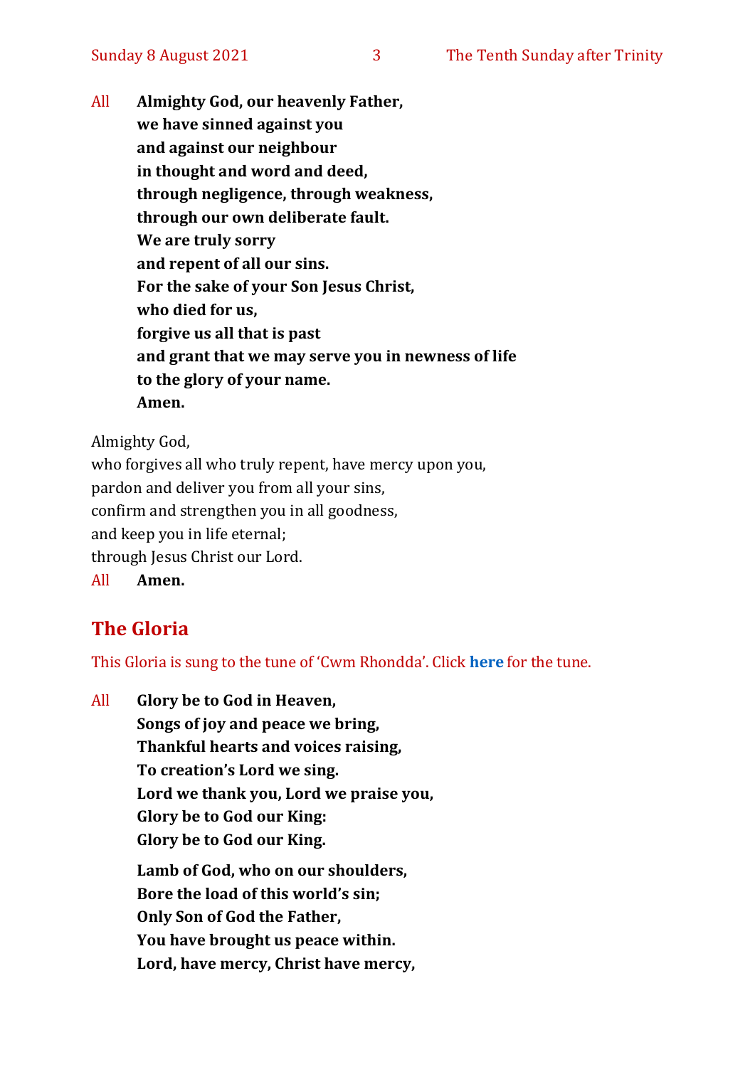All **Almighty God, our heavenly Father,**
**we have sinned against you**
**and against our neighbour**
**in thought and word and deed,**
**through negligence, through weakness,**
**through our own deliberate fault.**
**We are truly sorry**
**and repent of all our sins.**
**For the sake of your Son Jesus Christ,**
**who died for us,**
**forgive us all that is past**
**and grant that we may serve you in newness of life**
**to the glory of your name.**
**Amen.**

Almighty God,
who forgives all who truly repent, have mercy upon you,
pardon and deliver you from all your sins,
confirm and strengthen you in all goodness,
and keep you in life eternal;
through Jesus Christ our Lord.
All **Amen.**

## The Gloria

This Gloria is sung to the tune of 'Cwm Rhondda'. Click **here** for the tune.

All **Glory be to God in Heaven,**
**Songs of joy and peace we bring,**
**Thankful hearts and voices raising,**
**To creation's Lord we sing.**
**Lord we thank you, Lord we praise you,**
**Glory be to God our King:**
**Glory be to God our King.**

**Lamb of God, who on our shoulders,**
**Bore the load of this world's sin;**
**Only Son of God the Father,**
**You have brought us peace within.**
**Lord, have mercy, Christ have mercy,**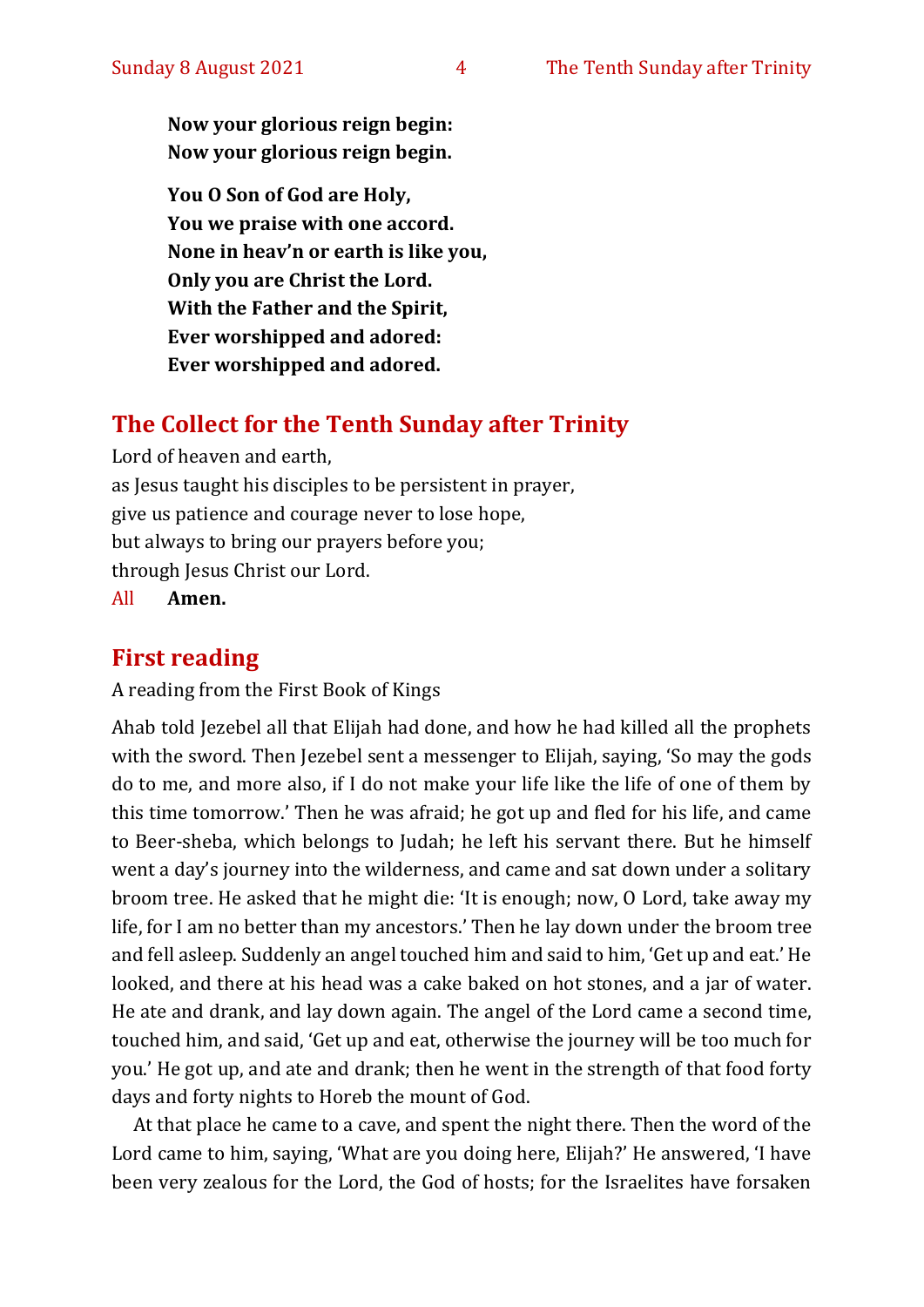**Now your glorious reign begin:**
**Now your glorious reign begin.**

**You O Son of God are Holy,**
**You we praise with one accord.**
**None in heav'n or earth is like you,**
**Only you are Christ the Lord.**
**With the Father and the Spirit,**
**Ever worshipped and adored:**
**Ever worshipped and adored.**

## The Collect for the Tenth Sunday after Trinity

Lord of heaven and earth,
as Jesus taught his disciples to be persistent in prayer,
give us patience and courage never to lose hope,
but always to bring our prayers before you;
through Jesus Christ our Lord.
All **Amen.**

## First reading

A reading from the First Book of Kings

Ahab told Jezebel all that Elijah had done, and how he had killed all the prophets with the sword. Then Jezebel sent a messenger to Elijah, saying, 'So may the gods do to me, and more also, if I do not make your life like the life of one of them by this time tomorrow.' Then he was afraid; he got up and fled for his life, and came to Beer-sheba, which belongs to Judah; he left his servant there. But he himself went a day's journey into the wilderness, and came and sat down under a solitary broom tree. He asked that he might die: 'It is enough; now, O Lord, take away my life, for I am no better than my ancestors.' Then he lay down under the broom tree and fell asleep. Suddenly an angel touched him and said to him, 'Get up and eat.' He looked, and there at his head was a cake baked on hot stones, and a jar of water. He ate and drank, and lay down again. The angel of the Lord came a second time, touched him, and said, 'Get up and eat, otherwise the journey will be too much for you.' He got up, and ate and drank; then he went in the strength of that food forty days and forty nights to Horeb the mount of God.

At that place he came to a cave, and spent the night there. Then the word of the Lord came to him, saying, 'What are you doing here, Elijah?' He answered, 'I have been very zealous for the Lord, the God of hosts; for the Israelites have forsaken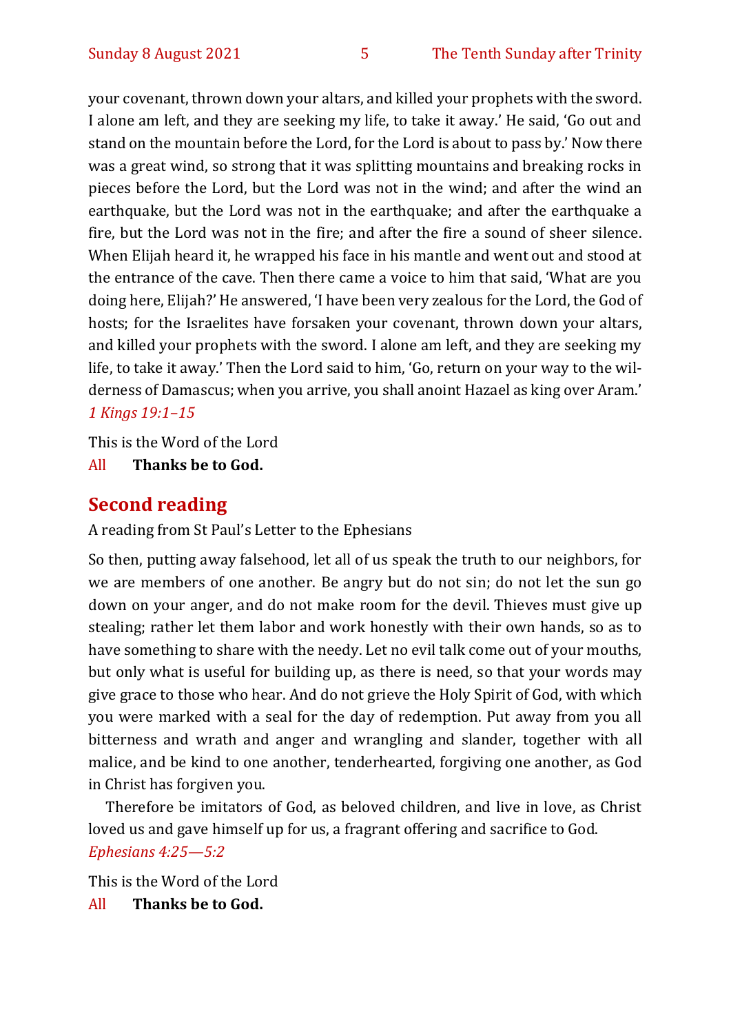your covenant, thrown down your altars, and killed your prophets with the sword. I alone am left, and they are seeking my life, to take it away.' He said, 'Go out and stand on the mountain before the Lord, for the Lord is about to pass by.' Now there was a great wind, so strong that it was splitting mountains and breaking rocks in pieces before the Lord, but the Lord was not in the wind; and after the wind an earthquake, but the Lord was not in the earthquake; and after the earthquake a fire, but the Lord was not in the fire; and after the fire a sound of sheer silence. When Elijah heard it, he wrapped his face in his mantle and went out and stood at the entrance of the cave. Then there came a voice to him that said, 'What are you doing here, Elijah?' He answered, 'I have been very zealous for the Lord, the God of hosts; for the Israelites have forsaken your covenant, thrown down your altars, and killed your prophets with the sword. I alone am left, and they are seeking my life, to take it away.' Then the Lord said to him, 'Go, return on your way to the wilderness of Damascus; when you arrive, you shall anoint Hazael as king over Aram.'
*1 Kings 19:1–15*

This is the Word of the Lord
All **Thanks be to God.**

## Second reading

A reading from St Paul's Letter to the Ephesians

So then, putting away falsehood, let all of us speak the truth to our neighbors, for we are members of one another. Be angry but do not sin; do not let the sun go down on your anger, and do not make room for the devil. Thieves must give up stealing; rather let them labor and work honestly with their own hands, so as to have something to share with the needy. Let no evil talk come out of your mouths, but only what is useful for building up, as there is need, so that your words may give grace to those who hear. And do not grieve the Holy Spirit of God, with which you were marked with a seal for the day of redemption. Put away from you all bitterness and wrath and anger and wrangling and slander, together with all malice, and be kind to one another, tenderhearted, forgiving one another, as God in Christ has forgiven you.

Therefore be imitators of God, as beloved children, and live in love, as Christ loved us and gave himself up for us, a fragrant offering and sacrifice to God.
*Ephesians 4:25—5:2*

This is the Word of the Lord
All **Thanks be to God.**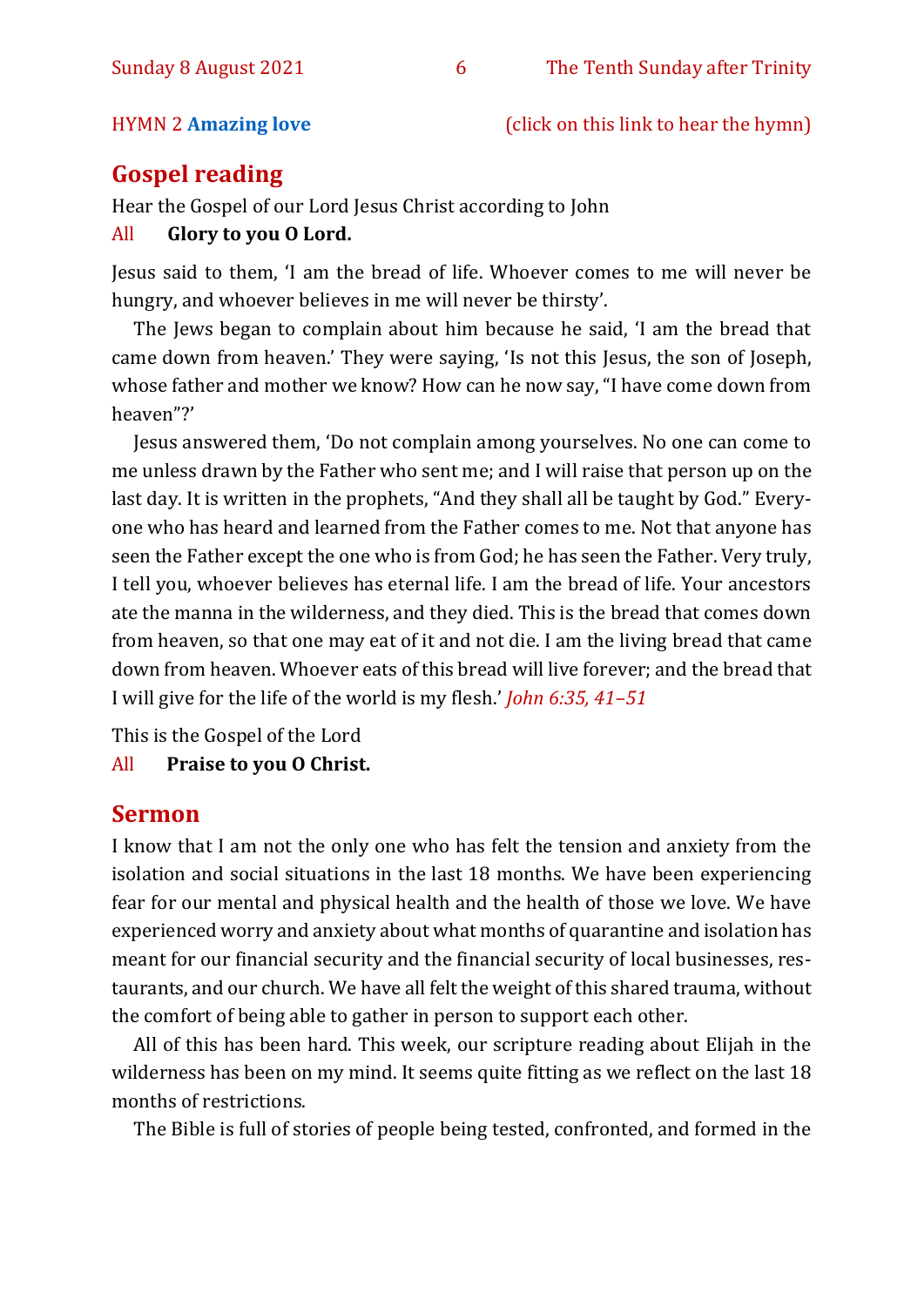HYMN 2 **Amazing love** (click on this link to hear the hymn)

## Gospel reading

Hear the Gospel of our Lord Jesus Christ according to John

All **Glory to you O Lord.**

Jesus said to them, 'I am the bread of life. Whoever comes to me will never be hungry, and whoever believes in me will never be thirsty'.

The Jews began to complain about him because he said, 'I am the bread that came down from heaven.' They were saying, 'Is not this Jesus, the son of Joseph, whose father and mother we know? How can he now say, "I have come down from heaven"?'

Jesus answered them, 'Do not complain among yourselves. No one can come to me unless drawn by the Father who sent me; and I will raise that person up on the last day. It is written in the prophets, "And they shall all be taught by God." Everyone who has heard and learned from the Father comes to me. Not that anyone has seen the Father except the one who is from God; he has seen the Father. Very truly, I tell you, whoever believes has eternal life. I am the bread of life. Your ancestors ate the manna in the wilderness, and they died. This is the bread that comes down from heaven, so that one may eat of it and not die. I am the living bread that came down from heaven. Whoever eats of this bread will live forever; and the bread that I will give for the life of the world is my flesh.' *John 6:35, 41–51*

This is the Gospel of the Lord

All **Praise to you O Christ.**

## Sermon

I know that I am not the only one who has felt the tension and anxiety from the isolation and social situations in the last 18 months. We have been experiencing fear for our mental and physical health and the health of those we love. We have experienced worry and anxiety about what months of quarantine and isolation has meant for our financial security and the financial security of local businesses, restaurants, and our church. We have all felt the weight of this shared trauma, without the comfort of being able to gather in person to support each other.

All of this has been hard. This week, our scripture reading about Elijah in the wilderness has been on my mind. It seems quite fitting as we reflect on the last 18 months of restrictions.

The Bible is full of stories of people being tested, confronted, and formed in the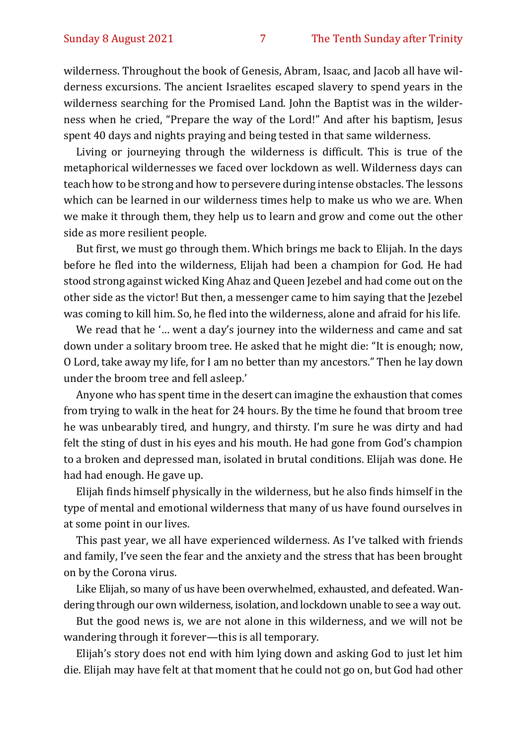wilderness. Throughout the book of Genesis, Abram, Isaac, and Jacob all have wilderness excursions. The ancient Israelites escaped slavery to spend years in the wilderness searching for the Promised Land. John the Baptist was in the wilderness when he cried, "Prepare the way of the Lord!" And after his baptism, Jesus spent 40 days and nights praying and being tested in that same wilderness.

Living or journeying through the wilderness is difficult. This is true of the metaphorical wildernesses we faced over lockdown as well. Wilderness days can teach how to be strong and how to persevere during intense obstacles. The lessons which can be learned in our wilderness times help to make us who we are. When we make it through them, they help us to learn and grow and come out the other side as more resilient people.

But first, we must go through them. Which brings me back to Elijah. In the days before he fled into the wilderness, Elijah had been a champion for God. He had stood strong against wicked King Ahaz and Queen Jezebel and had come out on the other side as the victor! But then, a messenger came to him saying that the Jezebel was coming to kill him. So, he fled into the wilderness, alone and afraid for his life.

We read that he '… went a day's journey into the wilderness and came and sat down under a solitary broom tree. He asked that he might die: "It is enough; now, O Lord, take away my life, for I am no better than my ancestors." Then he lay down under the broom tree and fell asleep.'

Anyone who has spent time in the desert can imagine the exhaustion that comes from trying to walk in the heat for 24 hours. By the time he found that broom tree he was unbearably tired, and hungry, and thirsty. I'm sure he was dirty and had felt the sting of dust in his eyes and his mouth. He had gone from God's champion to a broken and depressed man, isolated in brutal conditions. Elijah was done. He had had enough. He gave up.

Elijah finds himself physically in the wilderness, but he also finds himself in the type of mental and emotional wilderness that many of us have found ourselves in at some point in our lives.

This past year, we all have experienced wilderness. As I've talked with friends and family, I've seen the fear and the anxiety and the stress that has been brought on by the Corona virus.

Like Elijah, so many of us have been overwhelmed, exhausted, and defeated. Wandering through our own wilderness, isolation, and lockdown unable to see a way out.

But the good news is, we are not alone in this wilderness, and we will not be wandering through it forever—this is all temporary.

Elijah's story does not end with him lying down and asking God to just let him die. Elijah may have felt at that moment that he could not go on, but God had other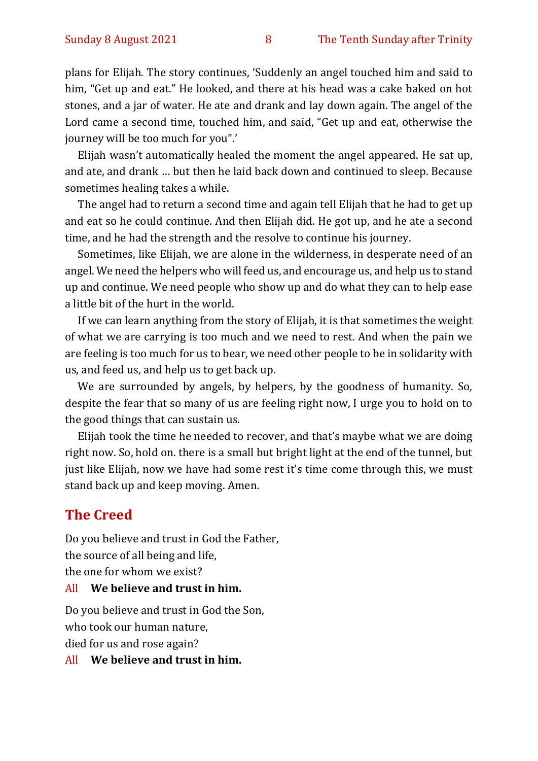plans for Elijah. The story continues, 'Suddenly an angel touched him and said to him, "Get up and eat." He looked, and there at his head was a cake baked on hot stones, and a jar of water. He ate and drank and lay down again. The angel of the Lord came a second time, touched him, and said, "Get up and eat, otherwise the journey will be too much for you".'

Elijah wasn't automatically healed the moment the angel appeared. He sat up, and ate, and drank … but then he laid back down and continued to sleep. Because sometimes healing takes a while.

The angel had to return a second time and again tell Elijah that he had to get up and eat so he could continue. And then Elijah did. He got up, and he ate a second time, and he had the strength and the resolve to continue his journey.

Sometimes, like Elijah, we are alone in the wilderness, in desperate need of an angel. We need the helpers who will feed us, and encourage us, and help us to stand up and continue. We need people who show up and do what they can to help ease a little bit of the hurt in the world.

If we can learn anything from the story of Elijah, it is that sometimes the weight of what we are carrying is too much and we need to rest. And when the pain we are feeling is too much for us to bear, we need other people to be in solidarity with us, and feed us, and help us to get back up.

We are surrounded by angels, by helpers, by the goodness of humanity. So, despite the fear that so many of us are feeling right now, I urge you to hold on to the good things that can sustain us.

Elijah took the time he needed to recover, and that's maybe what we are doing right now. So, hold on. there is a small but bright light at the end of the tunnel, but just like Elijah, now we have had some rest it's time come through this, we must stand back up and keep moving. Amen.

## The Creed

Do you believe and trust in God the Father,
the source of all being and life,
the one for whom we exist?

All **We believe and trust in him.**

Do you believe and trust in God the Son,
who took our human nature,
died for us and rose again?

All **We believe and trust in him.**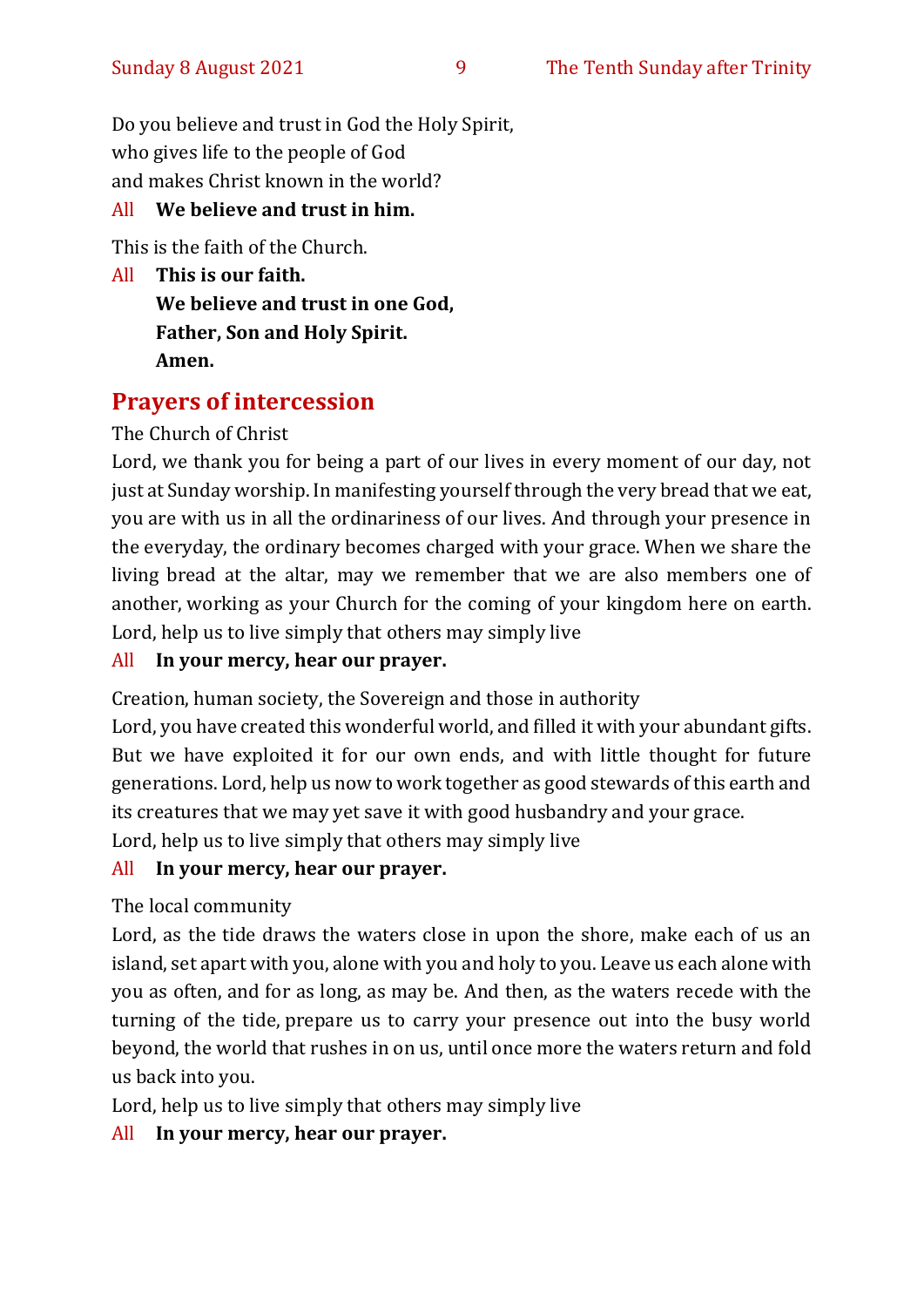Do you believe and trust in God the Holy Spirit,
who gives life to the people of God
and makes Christ known in the world?

All **We believe and trust in him.**

This is the faith of the Church.

All **This is our faith.**
**We believe and trust in one God,**
**Father, Son and Holy Spirit.**
**Amen.**

## Prayers of intercession

The Church of Christ

Lord, we thank you for being a part of our lives in every moment of our day, not just at Sunday worship. In manifesting yourself through the very bread that we eat, you are with us in all the ordinariness of our lives. And through your presence in the everyday, the ordinary becomes charged with your grace. When we share the living bread at the altar, may we remember that we are also members one of another, working as your Church for the coming of your kingdom here on earth.
Lord, help us to live simply that others may simply live

All **In your mercy, hear our prayer.**

Creation, human society, the Sovereign and those in authority

Lord, you have created this wonderful world, and filled it with your abundant gifts. But we have exploited it for our own ends, and with little thought for future generations. Lord, help us now to work together as good stewards of this earth and its creatures that we may yet save it with good husbandry and your grace.
Lord, help us to live simply that others may simply live

All **In your mercy, hear our prayer.**

The local community

Lord, as the tide draws the waters close in upon the shore, make each of us an island, set apart with you, alone with you and holy to you. Leave us each alone with you as often, and for as long, as may be. And then, as the waters recede with the turning of the tide, prepare us to carry your presence out into the busy world beyond, the world that rushes in on us, until once more the waters return and fold us back into you.
Lord, help us to live simply that others may simply live

All **In your mercy, hear our prayer.**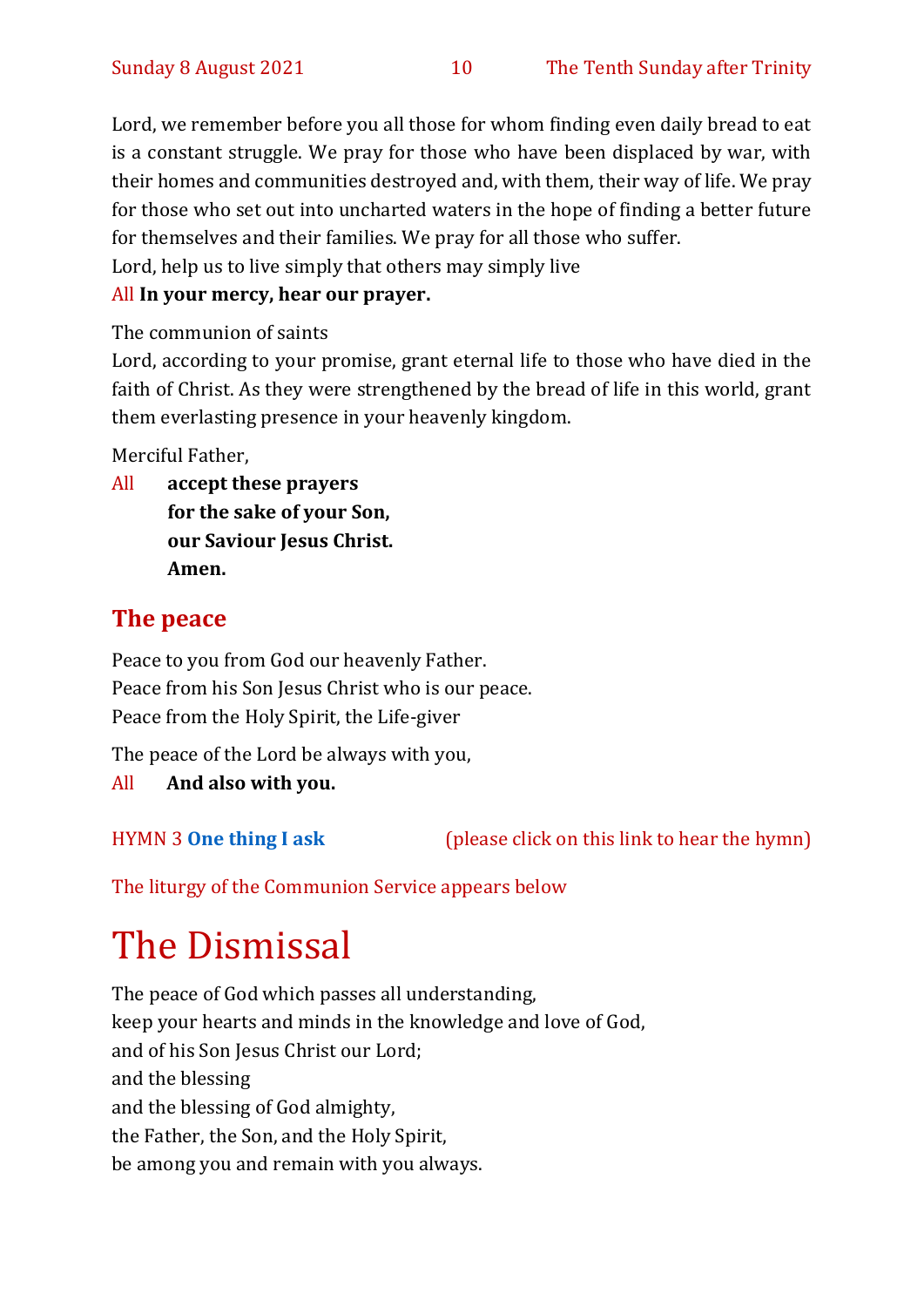Lord, we remember before you all those for whom finding even daily bread to eat is a constant struggle. We pray for those who have been displaced by war, with their homes and communities destroyed and, with them, their way of life. We pray for those who set out into uncharted waters in the hope of finding a better future for themselves and their families. We pray for all those who suffer.
Lord, help us to live simply that others may simply live

All **In your mercy, hear our prayer.**

The communion of saints
Lord, according to your promise, grant eternal life to those who have died in the faith of Christ. As they were strengthened by the bread of life in this world, grant them everlasting presence in your heavenly kingdom.

Merciful Father,

All **accept these prayers**
**for the sake of your Son,**
**our Saviour Jesus Christ.**
**Amen.**

## The peace

Peace to you from God our heavenly Father.
Peace from his Son Jesus Christ who is our peace.
Peace from the Holy Spirit, the Life-giver

The peace of the Lord be always with you,

All **And also with you.**

HYMN 3 **One thing I ask** (please click on this link to hear the hymn)

The liturgy of the Communion Service appears below

# The Dismissal

The peace of God which passes all understanding,
keep your hearts and minds in the knowledge and love of God,
and of his Son Jesus Christ our Lord;
and the blessing
and the blessing of God almighty,
the Father, the Son, and the Holy Spirit,
be among you and remain with you always.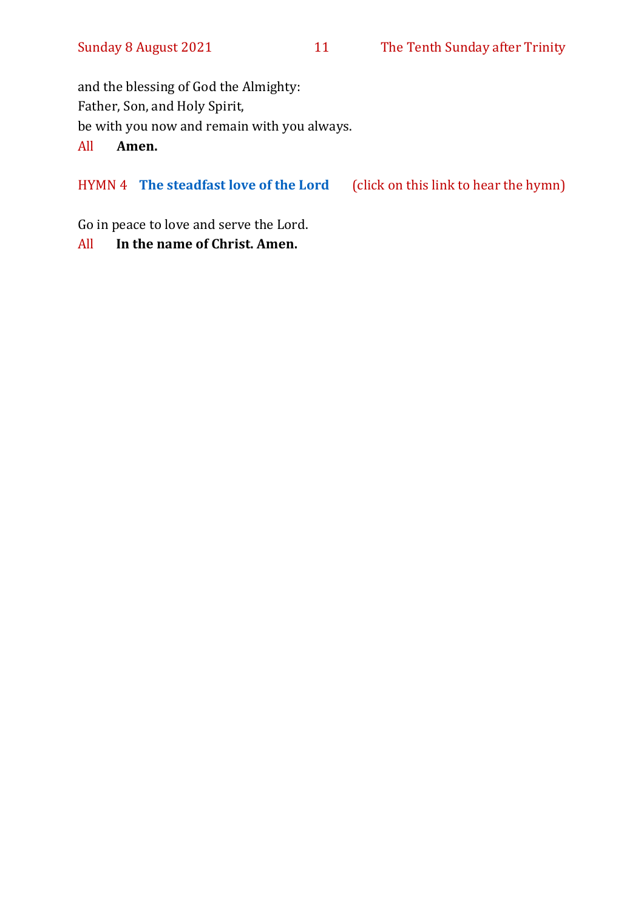and the blessing of God the Almighty:
Father, Son, and Holy Spirit,
be with you now and remain with you always.

All **Amen.**

HYMN 4 **The steadfast love of the Lord** (click on this link to hear the hymn)

Go in peace to love and serve the Lord.

All **In the name of Christ. Amen.**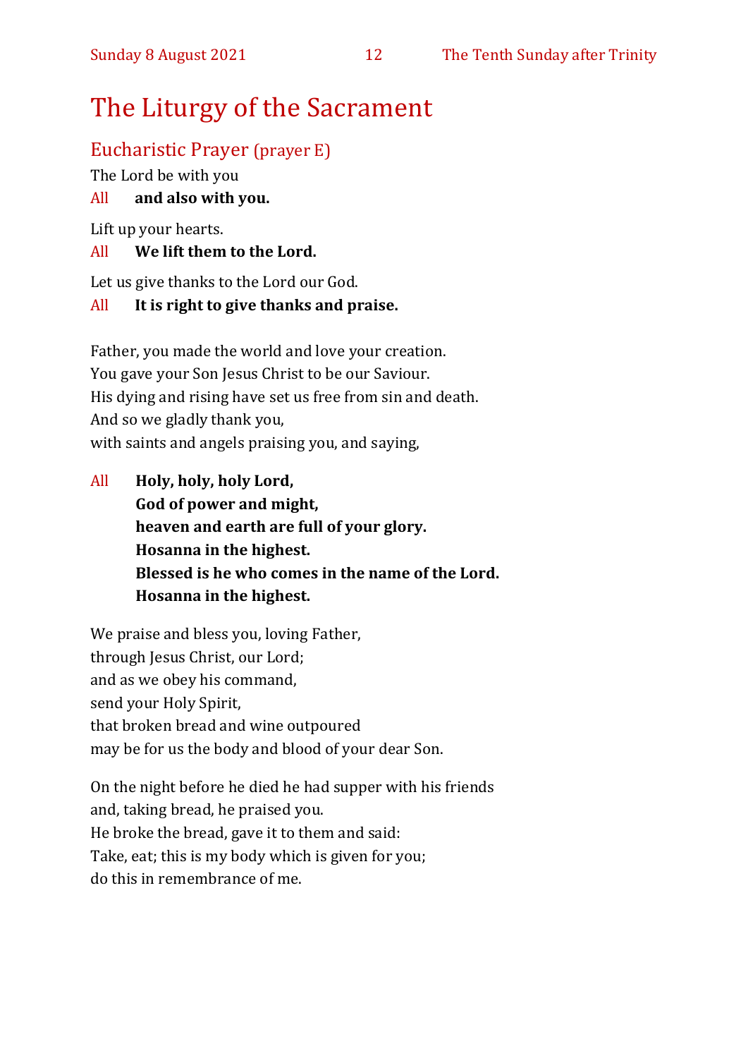# The Liturgy of the Sacrament

## Eucharistic Prayer (prayer E)

The Lord be with you

All **and also with you.**

Lift up your hearts.

All **We lift them to the Lord.**

Let us give thanks to the Lord our God.

All **It is right to give thanks and praise.**

Father, you made the world and love your creation.
You gave your Son Jesus Christ to be our Saviour.
His dying and rising have set us free from sin and death.
And so we gladly thank you,
with saints and angels praising you, and saying,

All **Holy, holy, holy Lord,**
**God of power and might,**
**heaven and earth are full of your glory.**
**Hosanna in the highest.**
**Blessed is he who comes in the name of the Lord.**
**Hosanna in the highest.**

We praise and bless you, loving Father,
through Jesus Christ, our Lord;
and as we obey his command,
send your Holy Spirit,
that broken bread and wine outpoured
may be for us the body and blood of your dear Son.

On the night before he died he had supper with his friends
and, taking bread, he praised you.
He broke the bread, gave it to them and said:
Take, eat; this is my body which is given for you;
do this in remembrance of me.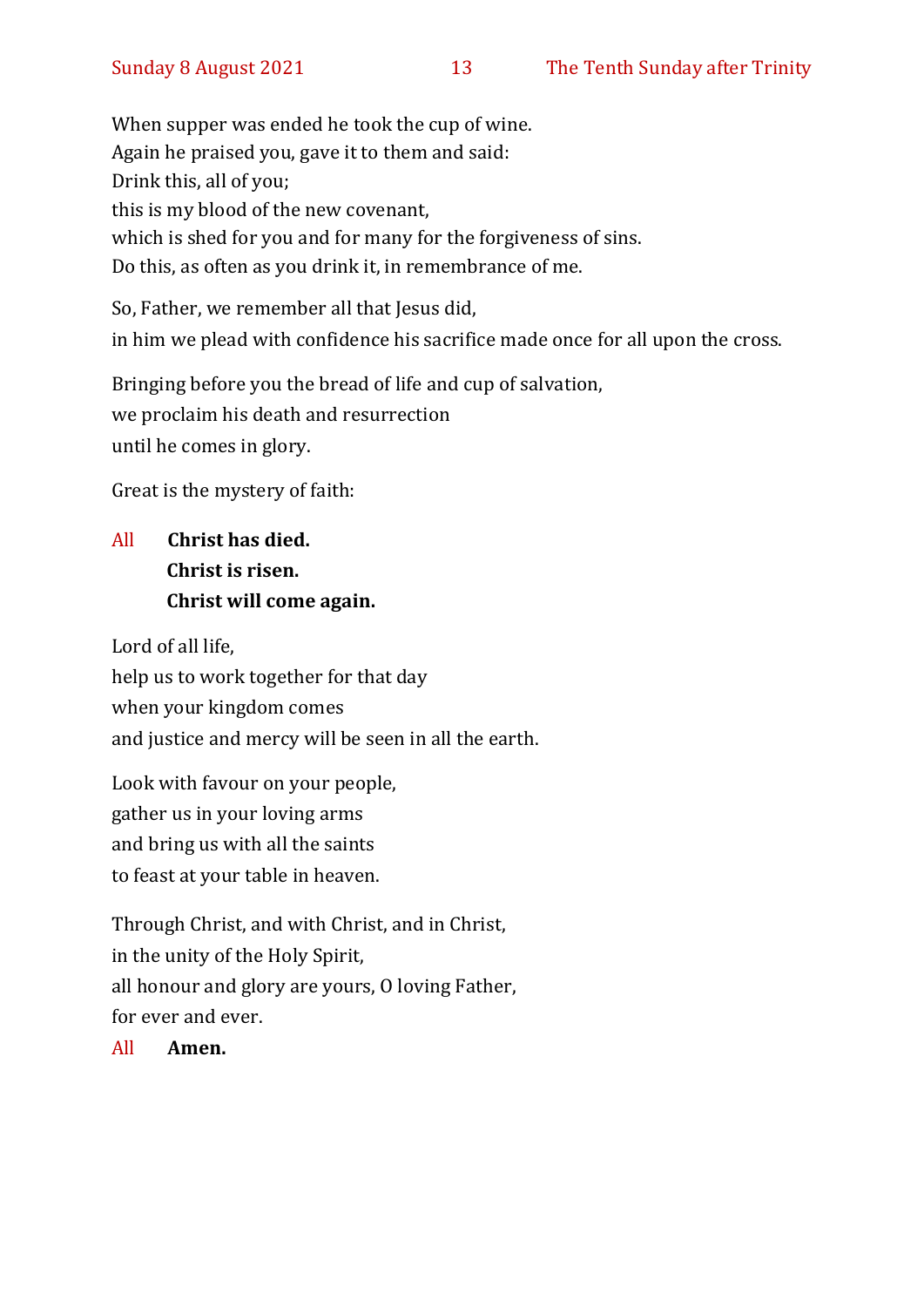When supper was ended he took the cup of wine.  
Again he praised you, gave it to them and said:  
Drink this, all of you;  
this is my blood of the new covenant,  
which is shed for you and for many for the forgiveness of sins.  
Do this, as often as you drink it, in remembrance of me.

So, Father, we remember all that Jesus did,  
in him we plead with confidence his sacrifice made once for all upon the cross.

Bringing before you the bread of life and cup of salvation,  
we proclaim his death and resurrection  
until he comes in glory.

Great is the mystery of faith:

All **Christ has died.**  
**Christ is risen.**  
**Christ will come again.**

Lord of all life,  
help us to work together for that day  
when your kingdom comes  
and justice and mercy will be seen in all the earth.

Look with favour on your people,  
gather us in your loving arms  
and bring us with all the saints  
to feast at your table in heaven.

Through Christ, and with Christ, and in Christ,  
in the unity of the Holy Spirit,  
all honour and glory are yours, O loving Father,  
for ever and ever.

All **Amen.**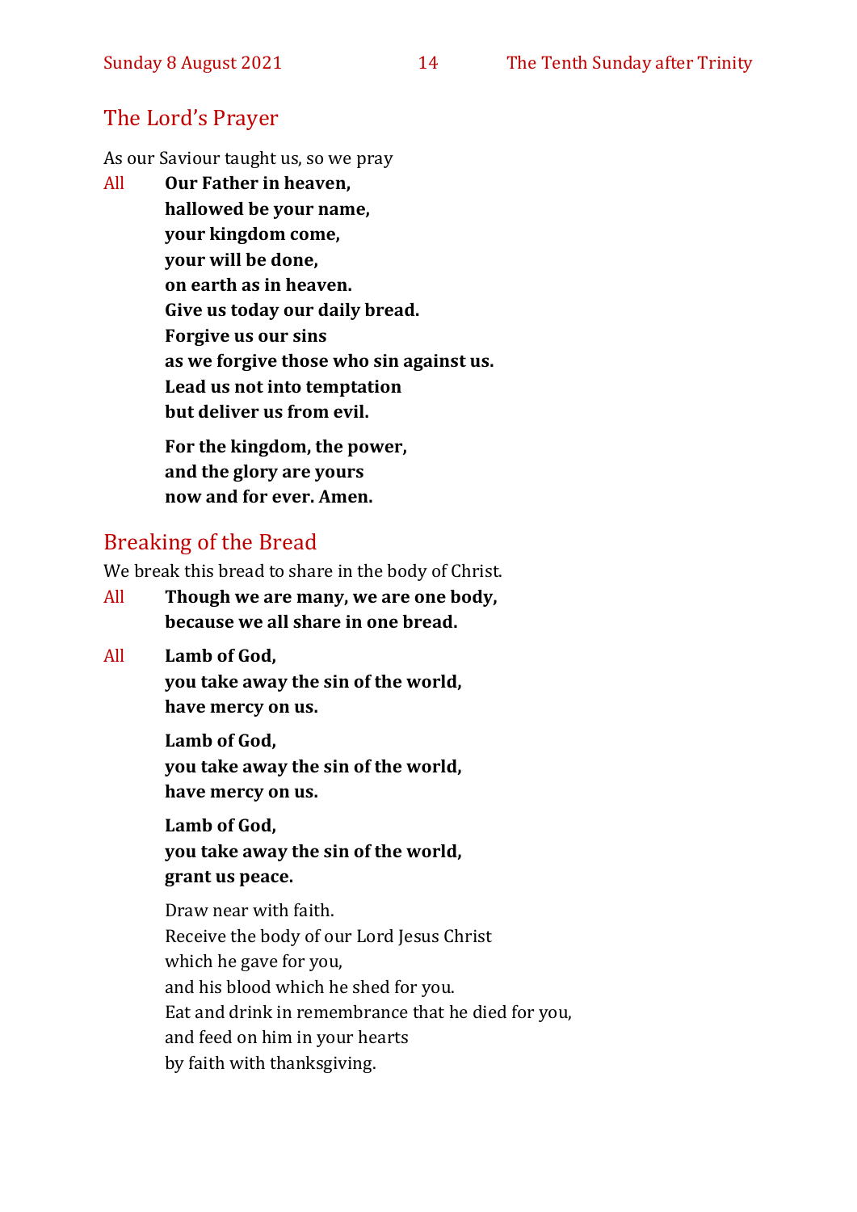## The Lord's Prayer

As our Saviour taught us, so we pray

All **Our Father in heaven,**
**hallowed be your name,**
**your kingdom come,**
**your will be done,**
**on earth as in heaven.**
**Give us today our daily bread.**
**Forgive us our sins**
**as we forgive those who sin against us.**
**Lead us not into temptation**
**but deliver us from evil.**

**For the kingdom, the power,**
**and the glory are yours**
**now and for ever. Amen.**

## Breaking of the Bread

We break this bread to share in the body of Christ.

All **Though we are many, we are one body,**
**because we all share in one bread.**

All **Lamb of God,**
**you take away the sin of the world,**
**have mercy on us.**

**Lamb of God,**
**you take away the sin of the world,**
**have mercy on us.**

**Lamb of God,**
**you take away the sin of the world,**
**grant us peace.**

Draw near with faith.
Receive the body of our Lord Jesus Christ
which he gave for you,
and his blood which he shed for you.
Eat and drink in remembrance that he died for you,
and feed on him in your hearts
by faith with thanksgiving.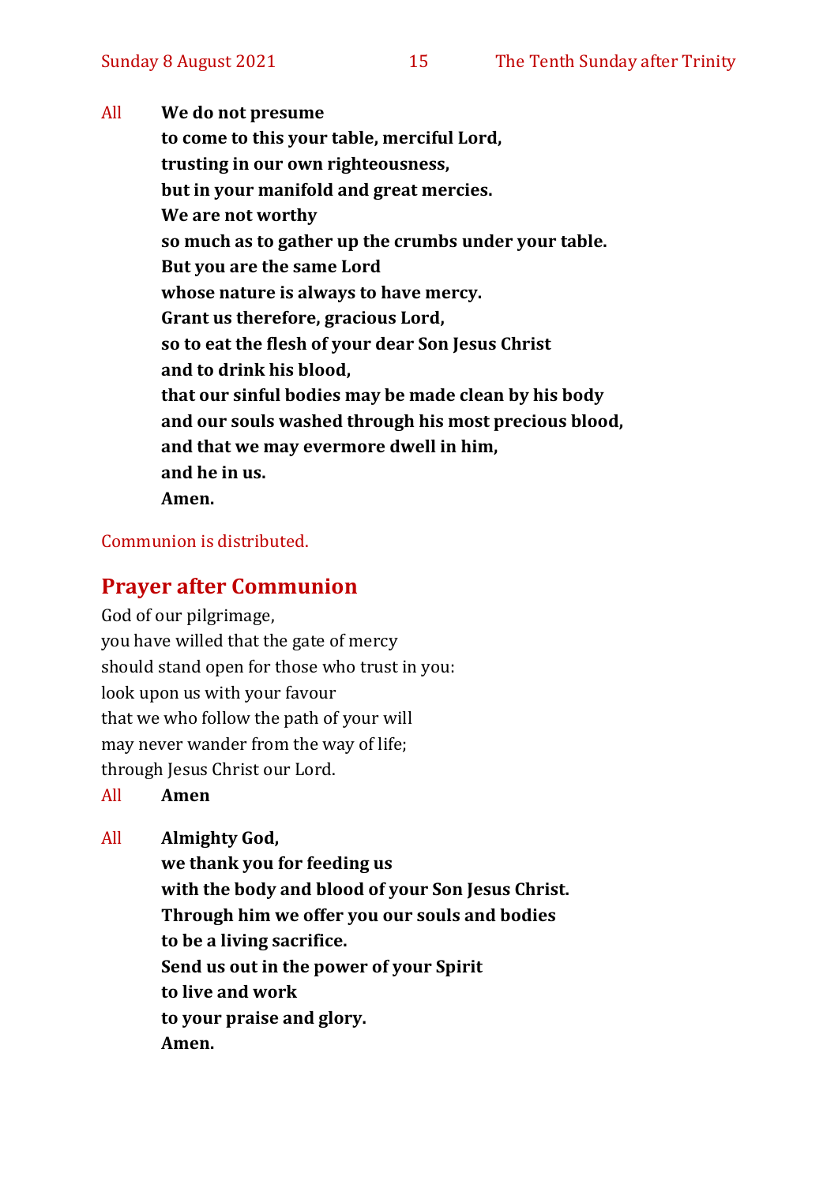All **We do not presume**
**to come to this your table, merciful Lord,**
**trusting in our own righteousness,**
**but in your manifold and great mercies.**
**We are not worthy**
**so much as to gather up the crumbs under your table.**
**But you are the same Lord**
**whose nature is always to have mercy.**
**Grant us therefore, gracious Lord,**
**so to eat the flesh of your dear Son Jesus Christ**
**and to drink his blood,**
**that our sinful bodies may be made clean by his body**
**and our souls washed through his most precious blood,**
**and that we may evermore dwell in him,**
**and he in us.**
**Amen.**

Communion is distributed.

## Prayer after Communion

God of our pilgrimage,
you have willed that the gate of mercy
should stand open for those who trust in you:
look upon us with your favour
that we who follow the path of your will
may never wander from the way of life;
through Jesus Christ our Lord.

All **Amen**

All **Almighty God,**
**we thank you for feeding us**
**with the body and blood of your Son Jesus Christ.**
**Through him we offer you our souls and bodies**
**to be a living sacrifice.**
**Send us out in the power of your Spirit**
**to live and work**
**to your praise and glory.**
**Amen.**